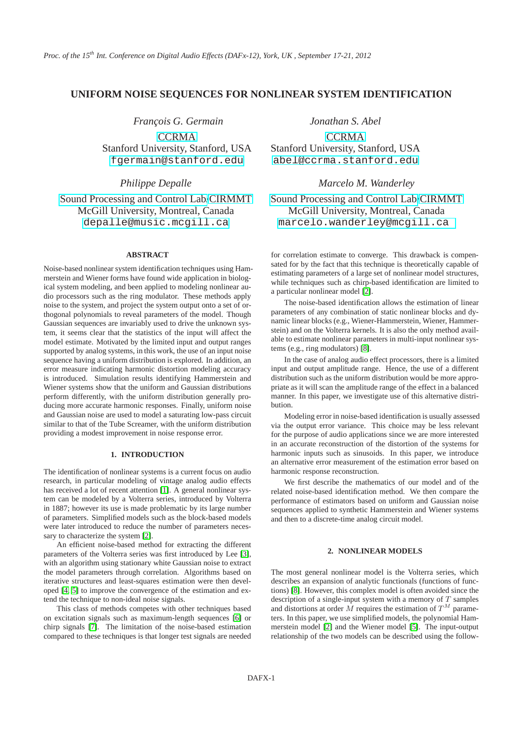# UNIFORM NOISE SEQUENCES FOR NONLINEAR SYSTEM IDENTIFICATION

*François G. Germain*
CCRMA
Stanford University, Stanford, USA
fgermain@stanford.edu

*Jonathan S. Abel*
CCRMA
Stanford University, Stanford, USA
abel@ccrma.stanford.edu

*Philippe Depalle*
Sound Processing and Control Lab/CIRMMT
McGill University, Montreal, Canada
depalle@music.mcgill.ca

*Marcelo M. Wanderley*
Sound Processing and Control Lab/CIRMMT
McGill University, Montreal, Canada
marcelo.wanderley@mcgill.ca

## ABSTRACT

Noise-based nonlinear system identification techniques using Hammerstein and Wiener forms have found wide application in biological system modeling, and been applied to modeling nonlinear audio processors such as the ring modulator. These methods apply noise to the system, and project the system output onto a set of orthogonal polynomials to reveal parameters of the model. Though Gaussian sequences are invariably used to drive the unknown system, it seems clear that the statistics of the input will affect the model estimate. Motivated by the limited input and output ranges supported by analog systems, in this work, the use of an input noise sequence having a uniform distribution is explored. In addition, an error measure indicating harmonic distortion modeling accuracy is introduced. Simulation results identifying Hammerstein and Wiener systems show that the uniform and Gaussian distributions perform differently, with the uniform distribution generally producing more accurate harmonic responses. Finally, uniform noise and Gaussian noise are used to model a saturating low-pass circuit similar to that of the Tube Screamer, with the uniform distribution providing a modest improvement in noise response error.

## 1. INTRODUCTION

The identification of nonlinear systems is a current focus on audio research, in particular modeling of vintage analog audio effects has received a lot of recent attention [1]. A general nonlinear system can be modeled by a Volterra series, introduced by Volterra in 1887; however its use is made problematic by its large number of parameters. Simplified models such as the block-based models were later introduced to reduce the number of parameters necessary to characterize the system [2].

An efficient noise-based method for extracting the different parameters of the Volterra series was first introduced by Lee [3], with an algorithm using stationary white Gaussian noise to extract the model parameters through correlation. Algorithms based on iterative structures and least-squares estimation were then developed [4, 5] to improve the convergence of the estimation and extend the technique to non-ideal noise signals.

This class of methods competes with other techniques based on excitation signals such as maximum-length sequences [6] or chirp signals [7]. The limitation of the noise-based estimation compared to these techniques is that longer test signals are needed for correlation estimate to converge. This drawback is compensated for by the fact that this technique is theoretically capable of estimating parameters of a large set of nonlinear model structures, while techniques such as chirp-based identification are limited to a particular nonlinear model [2].

The noise-based identification allows the estimation of linear parameters of any combination of static nonlinear blocks and dynamic linear blocks (e.g., Wiener-Hammerstein, Wiener, Hammerstein) and on the Volterra kernels. It is also the only method available to estimate nonlinear parameters in multi-input nonlinear systems (e.g., ring modulators) [8].

In the case of analog audio effect processors, there is a limited input and output amplitude range. Hence, the use of a different distribution such as the uniform distribution would be more appropriate as it will scan the amplitude range of the effect in a balanced manner. In this paper, we investigate use of this alternative distribution.

Modeling error in noise-based identification is usually assessed via the output error variance. This choice may be less relevant for the purpose of audio applications since we are more interested in an accurate reconstruction of the distortion of the systems for harmonic inputs such as sinusoids. In this paper, we introduce an alternative error measurement of the estimation error based on harmonic response reconstruction.

We first describe the mathematics of our model and of the related noise-based identification method. We then compare the performance of estimators based on uniform and Gaussian noise sequences applied to synthetic Hammerstein and Wiener systems and then to a discrete-time analog circuit model.

## 2. NONLINEAR MODELS

The most general nonlinear model is the Volterra series, which describes an expansion of analytic functionals (functions of functions) [8]. However, this complex model is often avoided since the description of a single-input system with a memory of $T$ samples and distortions at order $M$ requires the estimation of $T^M$ parameters. In this paper, we use simplified models, the polynomial Hammerstein model [2] and the Wiener model [5]. The input-output relationship of the two models can be described using the follow-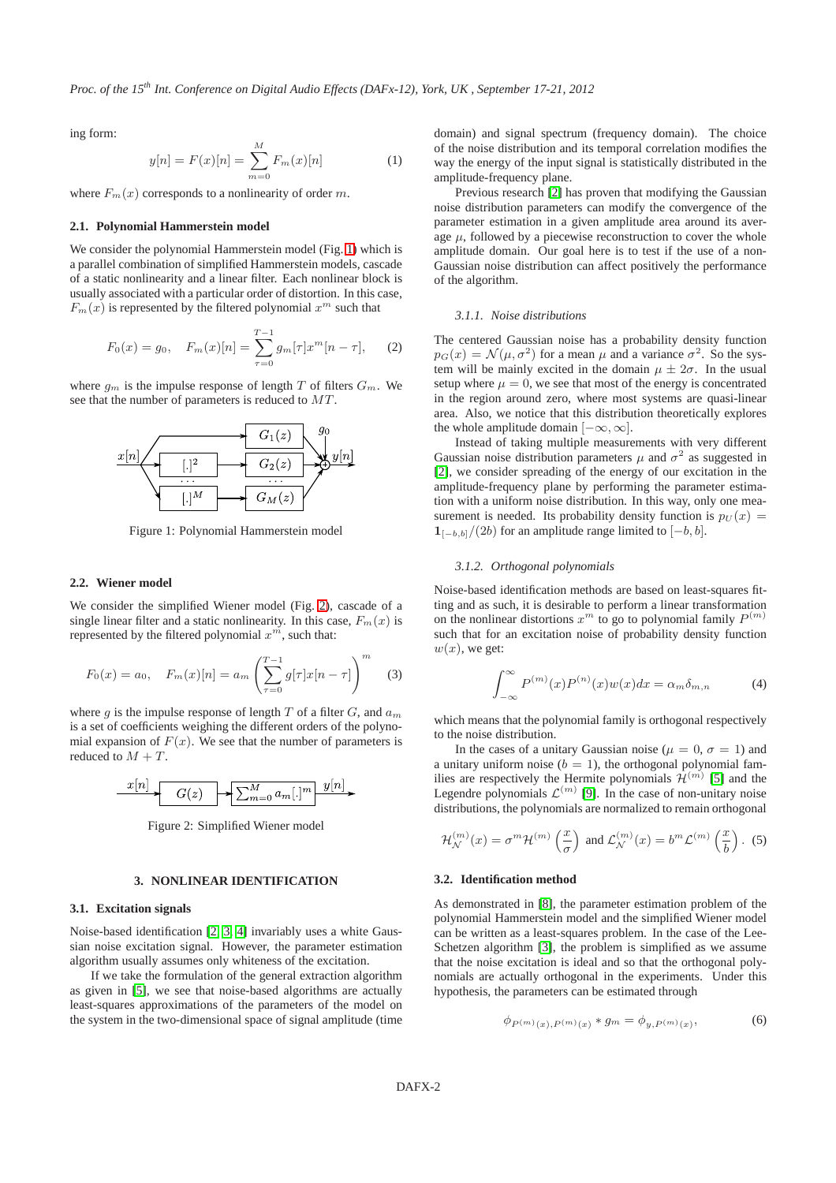ing form:

$$y[n] = F(x)[n] = \sum_{m=0}^{M} F_m(x)[n] \tag{1}$$

where $F_m(x)$ corresponds to a nonlinearity of order $m$.

### 2.1. Polynomial Hammerstein model

We consider the polynomial Hammerstein model (Fig. 1) which is a parallel combination of simplified Hammerstein models, cascade of a static nonlinearity and a linear filter. Each nonlinear block is usually associated with a particular order of distortion. In this case, $F_m(x)$ is represented by the filtered polynomial $x^m$ such that

$$F_0(x) = g_0, \quad F_m(x)[n] = \sum_{\tau=0}^{T-1} g_m[\tau] x^m[n-\tau], \tag{2}$$

where $g_m$ is the impulse response of length $T$ of filters $G_m$. We see that the number of parameters is reduced to $MT$.

Figure 1: Polynomial Hammerstein model

### 2.2. Wiener model

We consider the simplified Wiener model (Fig. 2), cascade of a single linear filter and a static nonlinearity. In this case, $F_m(x)$ is represented by the filtered polynomial $x^m$, such that:

$$F_0(x) = a_0, \quad F_m(x)[n] = a_m \left( \sum_{\tau=0}^{T-1} g[\tau] x[n-\tau] \right)^m \tag{3}$$

where $g$ is the impulse response of length $T$ of a filter $G$, and $a_m$ is a set of coefficients weighing the different orders of the polynomial expansion of $F(x)$. We see that the number of parameters is reduced to $M + T$.

Figure 2: Simplified Wiener model

## 3. NONLINEAR IDENTIFICATION

### 3.1. Excitation signals

Noise-based identification [2, 3, 4] invariably uses a white Gaussian noise excitation signal. However, the parameter estimation algorithm usually assumes only whiteness of the excitation.

If we take the formulation of the general extraction algorithm as given in [5], we see that noise-based algorithms are actually least-squares approximations of the parameters of the model on the system in the two-dimensional space of signal amplitude (time domain) and signal spectrum (frequency domain). The choice of the noise distribution and its temporal correlation modifies the way the energy of the input signal is statistically distributed in the amplitude-frequency plane.

Previous research [2] has proven that modifying the Gaussian noise distribution parameters can modify the convergence of the parameter estimation in a given amplitude area around its average $\mu$, followed by a piecewise reconstruction to cover the whole amplitude domain. Our goal here is to test if the use of a non-Gaussian noise distribution can affect positively the performance of the algorithm.

#### *3.1.1. Noise distributions*

The centered Gaussian noise has a probability density function $p_G(x) = \mathcal{N}(\mu, \sigma^2)$ for a mean $\mu$ and a variance $\sigma^2$. So the system will be mainly excited in the domain $\mu \pm 2\sigma$. In the usual setup where $\mu = 0$, we see that most of the energy is concentrated in the region around zero, where most systems are quasi-linear area. Also, we notice that this distribution theoretically explores the whole amplitude domain $[-\infty, \infty]$.

Instead of taking multiple measurements with very different Gaussian noise distribution parameters $\mu$ and $\sigma^2$ as suggested in [2], we consider spreading of the energy of our excitation in the amplitude-frequency plane by performing the parameter estimation with a uniform noise distribution. In this way, only one measurement is needed. Its probability density function is $p_U(x) = \mathbf{1}_{[-b,b]}/(2b)$ for an amplitude range limited to $[-b, b]$.

#### *3.1.2. Orthogonal polynomials*

Noise-based identification methods are based on least-squares fitting and as such, it is desirable to perform a linear transformation on the nonlinear distortions $x^m$ to go to polynomial family $P^{(m)}$ such that for an excitation noise of probability density function $w(x)$, we get:

$$\int_{-\infty}^{\infty} P^{(m)}(x) P^{(n)}(x) w(x) dx = \alpha_m \delta_{m,n} \tag{4}$$

which means that the polynomial family is orthogonal respectively to the noise distribution.

In the cases of a unitary Gaussian noise ($\mu = 0$, $\sigma = 1$) and a unitary uniform noise ($b = 1$), the orthogonal polynomial families are respectively the Hermite polynomials $\mathcal{H}^{(m)}$ [5] and the Legendre polynomials $\mathcal{L}^{(m)}$ [9]. In the case of non-unitary noise distributions, the polynomials are normalized to remain orthogonal

$$\mathcal{H}_{\mathcal{N}}^{(m)}(x) = \sigma^m \mathcal{H}^{(m)}\left(\frac{x}{\sigma}\right) \text{ and } \mathcal{L}_{\mathcal{N}}^{(m)}(x) = b^m \mathcal{L}^{(m)}\left(\frac{x}{b}\right). \tag{5}$$

### 3.2. Identification method

As demonstrated in [8], the parameter estimation problem of the polynomial Hammerstein model and the simplified Wiener model can be written as a least-squares problem. In the case of the Lee-Schetzen algorithm [3], the problem is simplified as we assume that the noise excitation is ideal and so that the orthogonal polynomials are actually orthogonal in the experiments. Under this hypothesis, the parameters can be estimated through

$$\phi_{P^{(m)}(x),P^{(m)}(x)} * g_m = \phi_{y,P^{(m)}(x)}, \tag{6}$$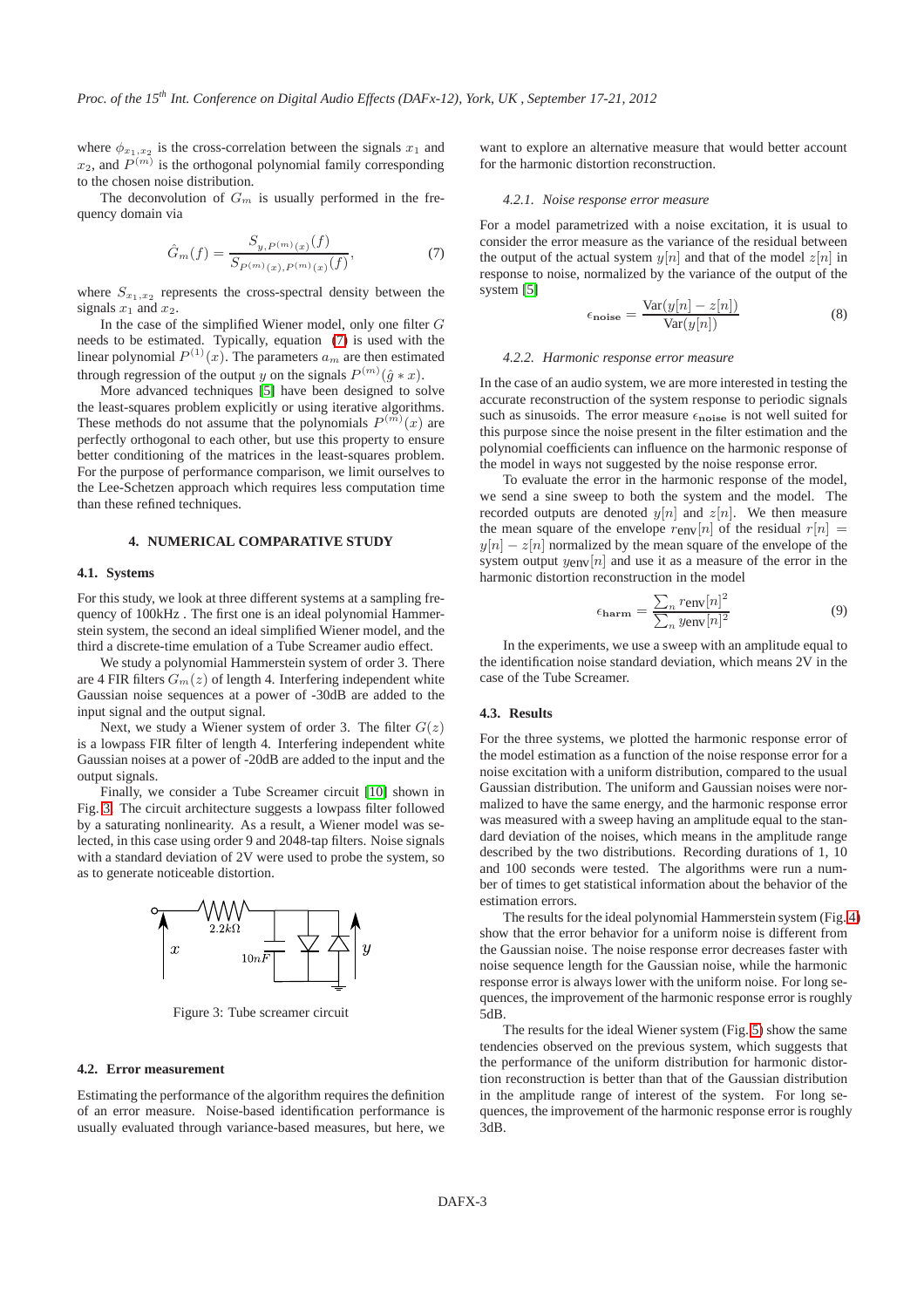where $\phi_{x_1,x_2}$ is the cross-correlation between the signals $x_1$ and $x_2$, and $P^{(m)}$ is the orthogonal polynomial family corresponding to the chosen noise distribution.

The deconvolution of $G_m$ is usually performed in the frequency domain via

$$\hat{G}_m(f) = \frac{S_{y,P^{(m)}(x)}(f)}{S_{P^{(m)}(x),P^{(m)}(x)}(f)}, \tag{7}$$

where $S_{x_1,x_2}$ represents the cross-spectral density between the signals $x_1$ and $x_2$.

In the case of the simplified Wiener model, only one filter $G$ needs to be estimated. Typically, equation (7) is used with the linear polynomial $P^{(1)}(x)$. The parameters $a_m$ are then estimated through regression of the output $y$ on the signals $P^{(m)}(\hat{g} * x)$.

More advanced techniques [5] have been designed to solve the least-squares problem explicitly or using iterative algorithms. These methods do not assume that the polynomials $P^{(m)}(x)$ are perfectly orthogonal to each other, but use this property to ensure better conditioning of the matrices in the least-squares problem. For the purpose of performance comparison, we limit ourselves to the Lee-Schetzen approach which requires less computation time than these refined techniques.

## 4. NUMERICAL COMPARATIVE STUDY

### 4.1. Systems

For this study, we look at three different systems at a sampling frequency of 100kHz . The first one is an ideal polynomial Hammerstein system, the second an ideal simplified Wiener model, and the third a discrete-time emulation of a Tube Screamer audio effect.

We study a polynomial Hammerstein system of order 3. There are 4 FIR filters $G_m(z)$ of length 4. Interfering independent white Gaussian noise sequences at a power of -30dB are added to the input signal and the output signal.

Next, we study a Wiener system of order 3. The filter $G(z)$ is a lowpass FIR filter of length 4. Interfering independent white Gaussian noises at a power of -20dB are added to the input and the output signals.

Finally, we consider a Tube Screamer circuit [10] shown in Fig. 3. The circuit architecture suggests a lowpass filter followed by a saturating nonlinearity. As a result, a Wiener model was selected, in this case using order 9 and 2048-tap filters. Noise signals with a standard deviation of 2V were used to probe the system, so as to generate noticeable distortion.

Figure 3: Tube screamer circuit

### 4.2. Error measurement

Estimating the performance of the algorithm requires the definition of an error measure. Noise-based identification performance is usually evaluated through variance-based measures, but here, we want to explore an alternative measure that would better account for the harmonic distortion reconstruction.

#### 4.2.1. Noise response error measure

For a model parametrized with a noise excitation, it is usual to consider the error measure as the variance of the residual between the output of the actual system $y[n]$ and that of the model $z[n]$ in response to noise, normalized by the variance of the output of the system [5]

$$\epsilon_{\mathbf{noise}} = \frac{\mathrm{Var}(y[n] - z[n])}{\mathrm{Var}(y[n])} \tag{8}$$

#### 4.2.2. Harmonic response error measure

In the case of an audio system, we are more interested in testing the accurate reconstruction of the system response to periodic signals such as sinusoids. The error measure $\epsilon_{\mathbf{noise}}$ is not well suited for this purpose since the noise present in the filter estimation and the polynomial coefficients can influence on the harmonic response of the model in ways not suggested by the noise response error.

To evaluate the error in the harmonic response of the model, we send a sine sweep to both the system and the model. The recorded outputs are denoted $y[n]$ and $z[n]$. We then measure the mean square of the envelope $r_{\mathrm{env}}[n]$ of the residual $r[n] = y[n] - z[n]$ normalized by the mean square of the envelope of the system output $y_{\mathrm{env}}[n]$ and use it as a measure of the error in the harmonic distortion reconstruction in the model

$$\epsilon_{\mathbf{harm}} = \frac{\sum_n r_{\mathrm{env}}[n]^2}{\sum_n y_{\mathrm{env}}[n]^2} \tag{9}$$

In the experiments, we use a sweep with an amplitude equal to the identification noise standard deviation, which means 2V in the case of the Tube Screamer.

### 4.3. Results

For the three systems, we plotted the harmonic response error of the model estimation as a function of the noise response error for a noise excitation with a uniform distribution, compared to the usual Gaussian distribution. The uniform and Gaussian noises were normalized to have the same energy, and the harmonic response error was measured with a sweep having an amplitude equal to the standard deviation of the noises, which means in the amplitude range described by the two distributions. Recording durations of 1, 10 and 100 seconds were tested. The algorithms were run a number of times to get statistical information about the behavior of the estimation errors.

The results for the ideal polynomial Hammerstein system (Fig. 4) show that the error behavior for a uniform noise is different from the Gaussian noise. The noise response error decreases faster with noise sequence length for the Gaussian noise, while the harmonic response error is always lower with the uniform noise. For long sequences, the improvement of the harmonic response error is roughly 5dB.

The results for the ideal Wiener system (Fig. 5) show the same tendencies observed on the previous system, which suggests that the performance of the uniform distribution for harmonic distortion reconstruction is better than that of the Gaussian distribution in the amplitude range of interest of the system. For long sequences, the improvement of the harmonic response error is roughly 3dB.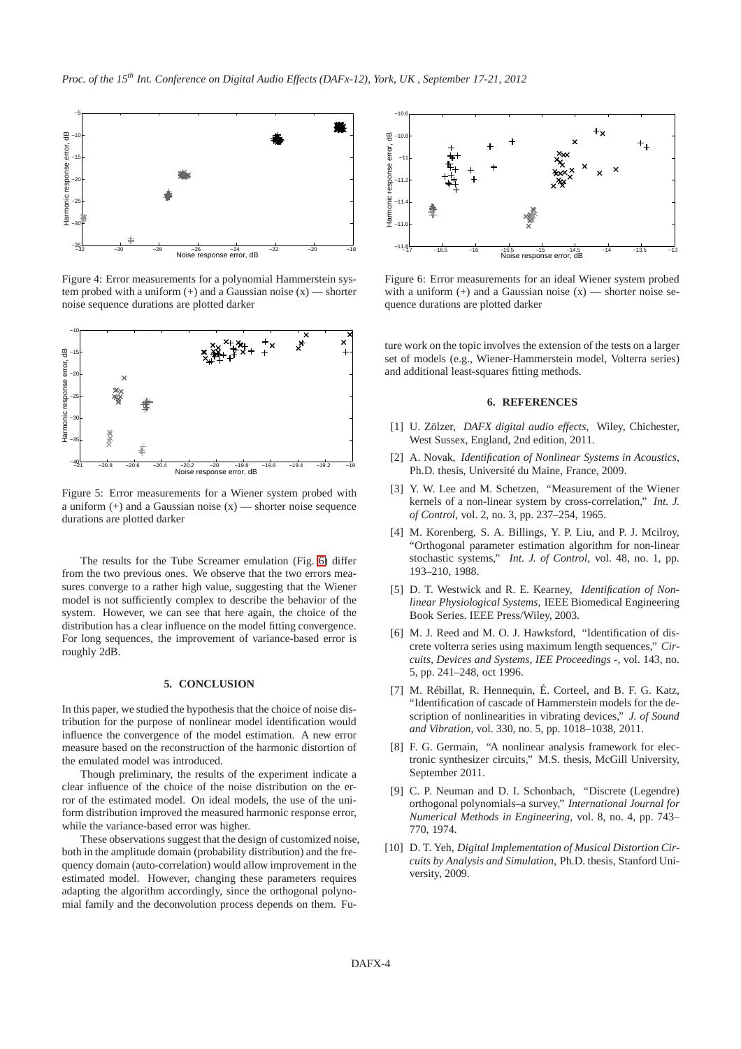Harmonic response error, dB
Noise response error, dB
−5
−10
−15
−20
−25
−30
−35
−32 −30 −28 −26 −24 −22 −20 −18

Figure 4: Error measurements for a polynomial Hammerstein system probed with a uniform (+) and a Gaussian noise (x) — shorter noise sequence durations are plotted darker

Harmonic response error, dB
Noise response error, dB
−10
−15
−20
−25
−30
−35
−40
−21 −20.8 −20.6 −20.4 −20.2 −20 −19.8 −19.6 −19.4 −19.2 −19

Figure 5: Error measurements for a Wiener system probed with a uniform (+) and a Gaussian noise (x) — shorter noise sequence durations are plotted darker

The results for the Tube Screamer emulation (Fig. 6) differ from the two previous ones. We observe that the two errors measures converge to a rather high value, suggesting that the Wiener model is not sufficiently complex to describe the behavior of the system. However, we can see that here again, the choice of the distribution has a clear influence on the model fitting convergence. For long sequences, the improvement of variance-based error is roughly 2dB.

## 5. CONCLUSION

In this paper, we studied the hypothesis that the choice of noise distribution for the purpose of nonlinear model identification would influence the convergence of the model estimation. A new error measure based on the reconstruction of the harmonic distortion of the emulated model was introduced.

Though preliminary, the results of the experiment indicate a clear influence of the choice of the noise distribution on the error of the estimated model. On ideal models, the use of the uniform distribution improved the measured harmonic response error, while the variance-based error was higher.

These observations suggest that the design of customized noise, both in the amplitude domain (probability distribution) and the frequency domain (auto-correlation) would allow improvement in the estimated model. However, changing these parameters requires adapting the algorithm accordingly, since the orthogonal polynomial family and the deconvolution process depends on them. Future work on the topic involves the extension of the tests on a larger set of models (e.g., Wiener-Hammerstein model, Volterra series) and additional least-squares fitting methods.

Harmonic response error, dB
Noise response error, dB
−10.6
−10.8
−11
−11.2
−11.4
−11.6
−11.8
−17 −16.5 −16 −15.5 −15 −14.5 −14 −13.5 −13

Figure 6: Error measurements for an ideal Wiener system probed with a uniform (+) and a Gaussian noise (x) — shorter noise sequence durations are plotted darker

## 6. REFERENCES

[1] U. Zölzer, *DAFX digital audio effects*, Wiley, Chichester, West Sussex, England, 2nd edition, 2011.

[2] A. Novak, *Identification of Nonlinear Systems in Acoustics*, Ph.D. thesis, Université du Maine, France, 2009.

[3] Y. W. Lee and M. Schetzen, "Measurement of the Wiener kernels of a non-linear system by cross-correlation," *Int. J. of Control*, vol. 2, no. 3, pp. 237–254, 1965.

[4] M. Korenberg, S. A. Billings, Y. P. Liu, and P. J. Mcilroy, "Orthogonal parameter estimation algorithm for non-linear stochastic systems," *Int. J. of Control*, vol. 48, no. 1, pp. 193–210, 1988.

[5] D. T. Westwick and R. E. Kearney, *Identification of Nonlinear Physiological Systems*, IEEE Biomedical Engineering Book Series. IEEE Press/Wiley, 2003.

[6] M. J. Reed and M. O. J. Hawksford, "Identification of discrete volterra series using maximum length sequences," *Circuits, Devices and Systems, IEE Proceedings -*, vol. 143, no. 5, pp. 241–248, oct 1996.

[7] M. Rébillat, R. Hennequin, É. Corteel, and B. F. G. Katz, "Identification of cascade of Hammerstein models for the description of nonlinearities in vibrating devices," *J. of Sound and Vibration*, vol. 330, no. 5, pp. 1018–1038, 2011.

[8] F. G. Germain, "A nonlinear analysis framework for electronic synthesizer circuits," M.S. thesis, McGill University, September 2011.

[9] C. P. Neuman and D. I. Schonbach, "Discrete (Legendre) orthogonal polynomials–a survey," *International Journal for Numerical Methods in Engineering*, vol. 8, no. 4, pp. 743–770, 1974.

[10] D. T. Yeh, *Digital Implementation of Musical Distortion Circuits by Analysis and Simulation*, Ph.D. thesis, Stanford University, 2009.